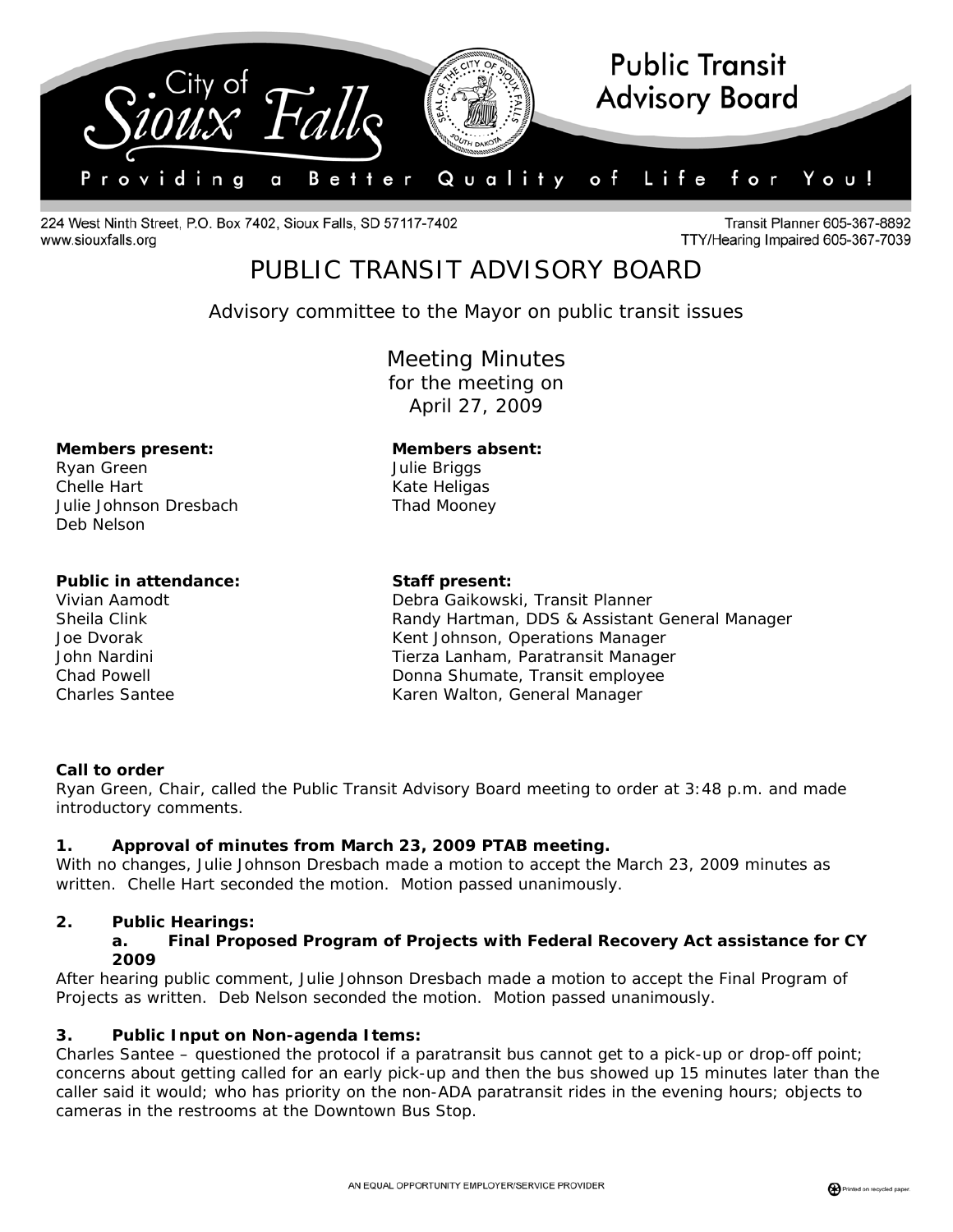City of Sioux Falls

Public Transit Advisory Board

Providing a Better Quality of Life for You!

224 West Ninth Street, P.O. Box 7402, Sioux Falls, SD 57117-7402
www.siouxfalls.org

Transit Planner 605-367-8892
TTY/Hearing Impaired 605-367-7039

# PUBLIC TRANSIT ADVISORY BOARD

Advisory committee to the Mayor on public transit issues

## Meeting Minutes
for the meeting on
April 27, 2009

**Members present:**
Ryan Green
Chelle Hart
Julie Johnson Dresbach
Deb Nelson

**Members absent:**
Julie Briggs
Kate Heligas
Thad Mooney

**Public in attendance:**
Vivian Aamodt
Sheila Clink
Joe Dvorak
John Nardini
Chad Powell
Charles Santee

**Staff present:**
Debra Gaikowski, Transit Planner
Randy Hartman, DDS & Assistant General Manager
Kent Johnson, Operations Manager
Tierza Lanham, Paratransit Manager
Donna Shumate, Transit employee
Karen Walton, General Manager

**Call to order**
Ryan Green, Chair, called the Public Transit Advisory Board meeting to order at 3:48 p.m. and made introductory comments.

**1. Approval of minutes from March 23, 2009 PTAB meeting.**
With no changes, Julie Johnson Dresbach made a motion to accept the March 23, 2009 minutes as written. Chelle Hart seconded the motion. Motion passed unanimously.

**2. Public Hearings:**

**a. Final Proposed Program of Projects with Federal Recovery Act assistance for CY 2009**

After hearing public comment, Julie Johnson Dresbach made a motion to accept the Final Program of Projects as written. Deb Nelson seconded the motion. Motion passed unanimously.

**3. Public Input on Non-agenda Items:**
Charles Santee – questioned the protocol if a paratransit bus cannot get to a pick-up or drop-off point; concerns about getting called for an early pick-up and then the bus showed up 15 minutes later than the caller said it would; who has priority on the non-ADA paratransit rides in the evening hours; objects to cameras in the restrooms at the Downtown Bus Stop.

AN EQUAL OPPORTUNITY EMPLOYER/SERVICE PROVIDER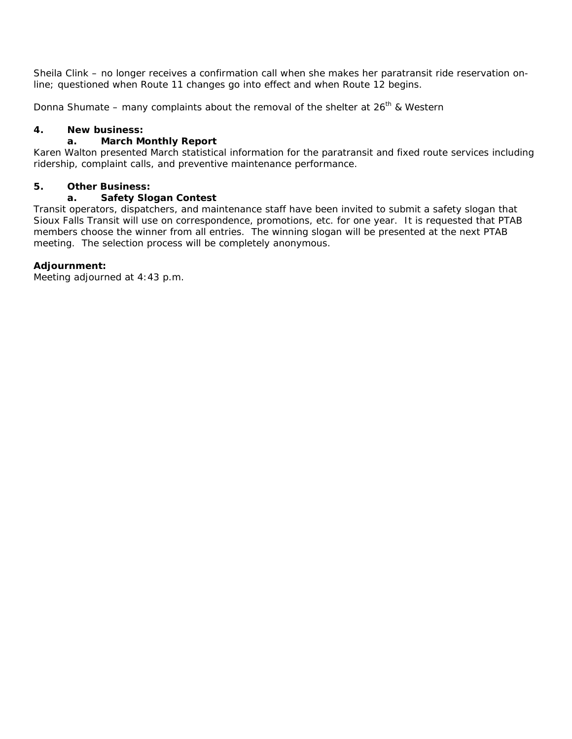Sheila Clink – no longer receives a confirmation call when she makes her paratransit ride reservation on-line; questioned when Route 11 changes go into effect and when Route 12 begins.

Donna Shumate – many complaints about the removal of the shelter at 26th & Western

**4. New business:**

**a. March Monthly Report**

Karen Walton presented March statistical information for the paratransit and fixed route services including ridership, complaint calls, and preventive maintenance performance.

**5. Other Business:**

**a. Safety Slogan Contest**

Transit operators, dispatchers, and maintenance staff have been invited to submit a safety slogan that Sioux Falls Transit will use on correspondence, promotions, etc. for one year. It is requested that PTAB members choose the winner from all entries. The winning slogan will be presented at the next PTAB meeting. The selection process will be completely anonymous.

**Adjournment:**

Meeting adjourned at 4:43 p.m.